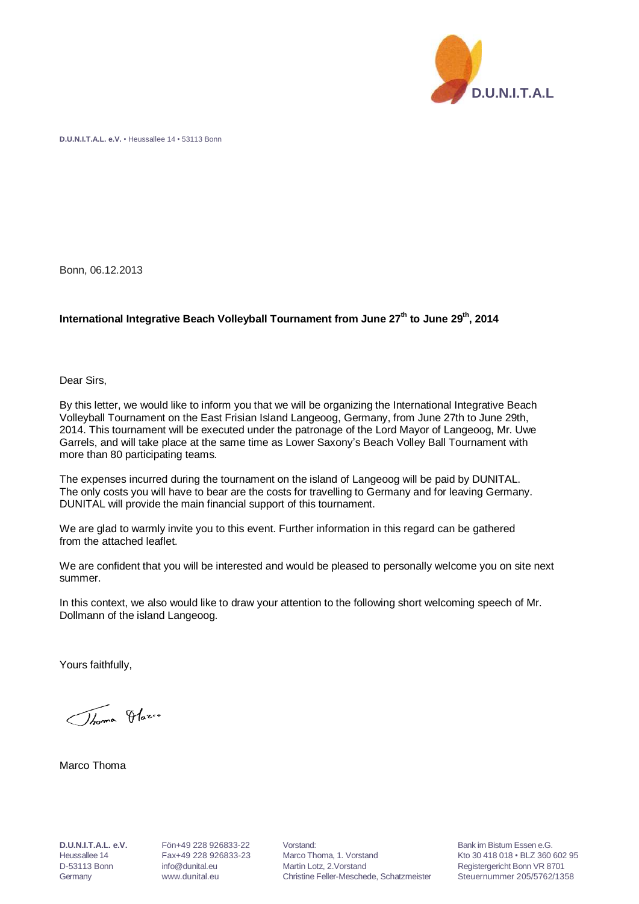D.U.N.I.T.A.L

**D.U.N.I.T.A.L. e.V.** • Heussallee 14 • 53113 Bonn

Bonn, 06.12.2013

**International Integrative Beach Volleyball Tournament from June 27th to June 29th, 2014**

Dear Sirs,

By this letter, we would like to inform you that we will be organizing the International Integrative Beach Volleyball Tournament on the East Frisian Island Langeoog, Germany, from June 27th to June 29th, 2014. This tournament will be executed under the patronage of the Lord Mayor of Langeoog, Mr. Uwe Garrels, and will take place at the same time as Lower Saxony's Beach Volley Ball Tournament with more than 80 participating teams.

The expenses incurred during the tournament on the island of Langeoog will be paid by DUNITAL. The only costs you will have to bear are the costs for travelling to Germany and for leaving Germany. DUNITAL will provide the main financial support of this tournament.

We are glad to warmly invite you to this event. Further information in this regard can be gathered from the attached leaflet.

We are confident that you will be interested and would be pleased to personally welcome you on site next summer.

In this context, we also would like to draw your attention to the following short welcoming speech of Mr. Dollmann of the island Langeoog.

Yours faithfully,

Marco Thoma

**D.U.N.I.T.A.L. e.V.**
Heussallee 14
D-53113 Bonn
Germany

Fön+49 228 926833-22
Fax+49 228 926833-23
info@dunital.eu
www.dunital.eu

Vorstand:
Marco Thoma, 1. Vorstand
Martin Lotz, 2.Vorstand
Christine Feller-Meschede, Schatzmeister

Bank im Bistum Essen e.G.
Kto 30 418 018 • BLZ 360 602 95
Registergericht Bonn VR 8701
Steuernummer 205/5762/1358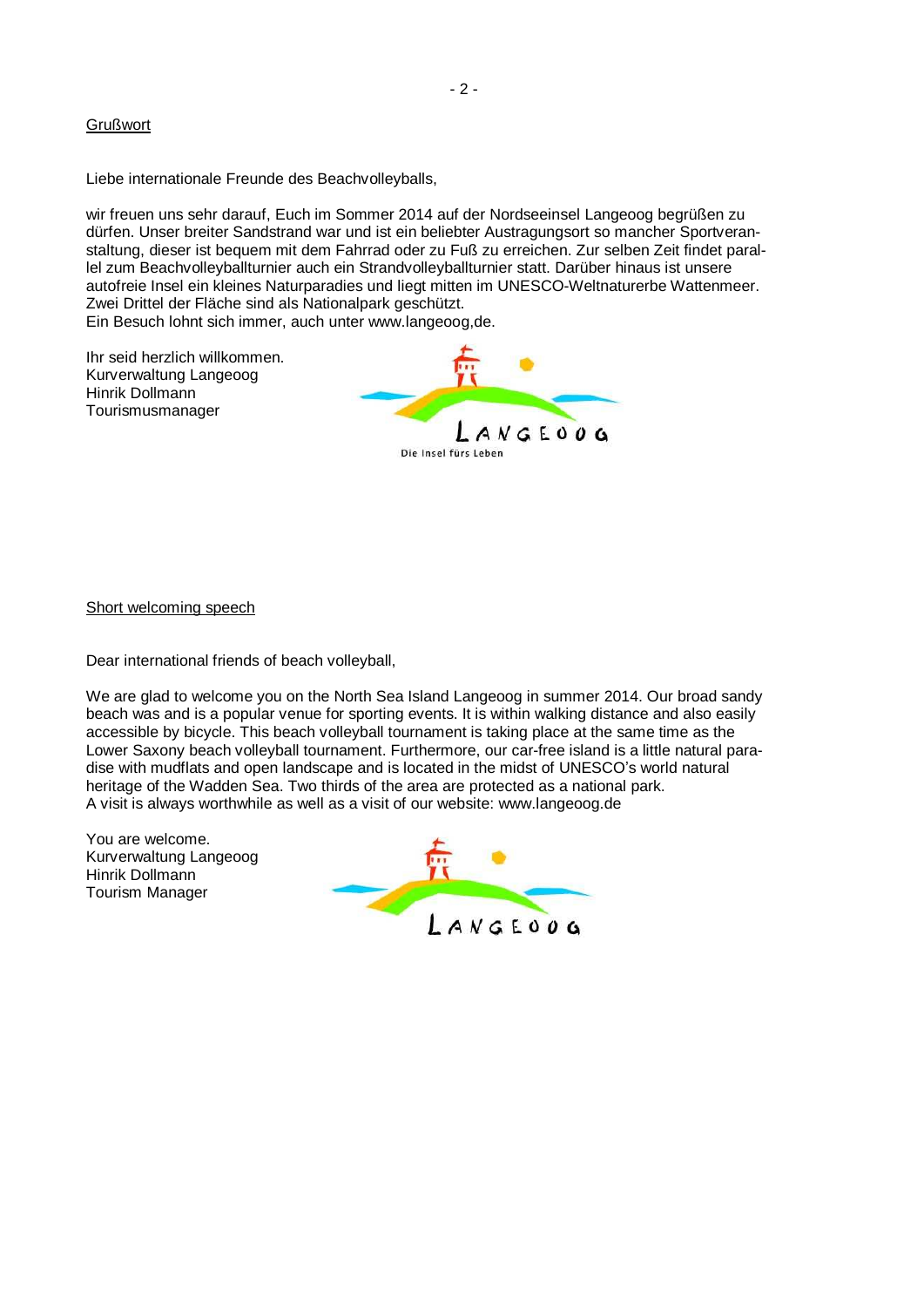Grußwort

Liebe internationale Freunde des Beachvolleyballs,

wir freuen uns sehr darauf, Euch im Sommer 2014 auf der Nordseeinsel Langeoog begrüßen zu dürfen. Unser breiter Sandstrand war und ist ein beliebter Austragungsort so mancher Sportveranstaltung, dieser ist bequem mit dem Fahrrad oder zu Fuß zu erreichen. Zur selben Zeit findet parallel zum Beachvolleyballturnier auch ein Strandvolleyballturnier statt. Darüber hinaus ist unsere autofreie Insel ein kleines Naturparadies und liegt mitten im UNESCO-Weltnaturerbe Wattenmeer. Zwei Drittel der Fläche sind als Nationalpark geschützt.
Ein Besuch lohnt sich immer, auch unter www.langeoog,de.

Ihr seid herzlich willkommen.
Kurverwaltung Langeoog
Hinrik Dollmann
Tourismusmanager

LANGEOOG
Die Insel fürs Leben

Short welcoming speech

Dear international friends of beach volleyball,

We are glad to welcome you on the North Sea Island Langeoog in summer 2014. Our broad sandy beach was and is a popular venue for sporting events. It is within walking distance and also easily accessible by bicycle. This beach volleyball tournament is taking place at the same time as the Lower Saxony beach volleyball tournament. Furthermore, our car-free island is a little natural paradise with mudflats and open landscape and is located in the midst of UNESCO's world natural heritage of the Wadden Sea. Two thirds of the area are protected as a national park.
A visit is always worthwhile as well as a visit of our website: www.langeoog.de

You are welcome.
Kurverwaltung Langeoog
Hinrik Dollmann
Tourism Manager

LANGEOOG